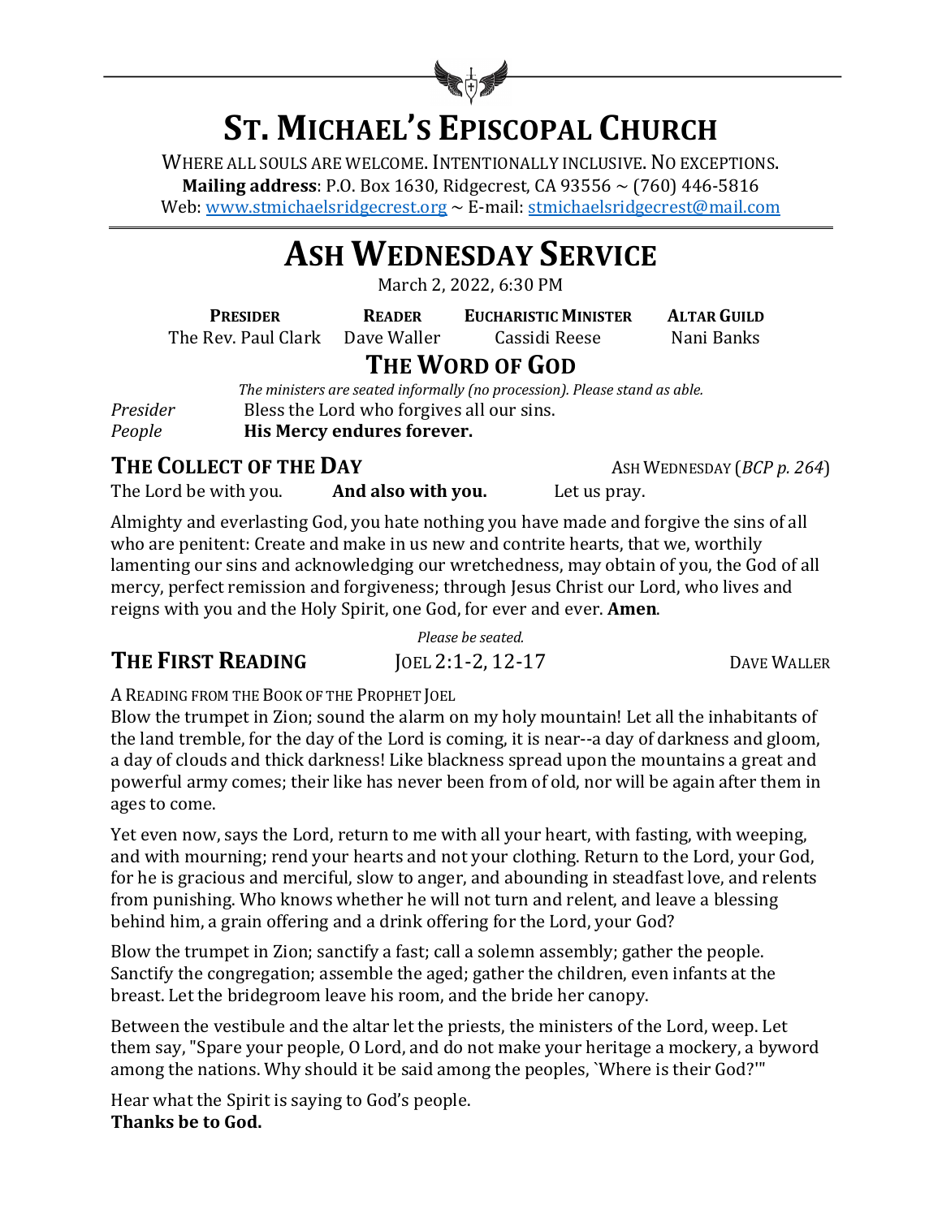# ST. MICHAEL'S EPISCOPAL CHURCH

WHERE ALL SOULS ARE WELCOME. INTENTIONALLY INCLUSIVE. NO EXCEPTIONS.
**Mailing address**: P.O. Box 1630, Ridgecrest, CA 93556 ~ (760) 446-5816
Web: www.stmichaelsridgecrest.org ~ E-mail: stmichaelsridgecrest@mail.com

# ASH WEDNESDAY SERVICE

March 2, 2022, 6:30 PM

| **PRESIDER** | **READER** | **EUCHARISTIC MINISTER** | **ALTAR GUILD** |
|---|---|---|---|
| The Rev. Paul Clark | Dave Waller | Cassidi Reese | Nani Banks |

## THE WORD OF GOD

*The ministers are seated informally (no procession). Please stand as able.*

*Presider* Bless the Lord who forgives all our sins.
*People* **His Mercy endures forever.**

### THE COLLECT OF THE DAY

ASH WEDNESDAY (*BCP p. 264*)

The Lord be with you. **And also with you.** Let us pray.

Almighty and everlasting God, you hate nothing you have made and forgive the sins of all who are penitent: Create and make in us new and contrite hearts, that we, worthily lamenting our sins and acknowledging our wretchedness, may obtain of you, the God of all mercy, perfect remission and forgiveness; through Jesus Christ our Lord, who lives and reigns with you and the Holy Spirit, one God, for ever and ever. **Amen**.

*Please be seated.*

### THE FIRST READING

JOEL 2:1-2, 12-17 — DAVE WALLER

A READING FROM THE BOOK OF THE PROPHET JOEL

Blow the trumpet in Zion; sound the alarm on my holy mountain! Let all the inhabitants of the land tremble, for the day of the Lord is coming, it is near--a day of darkness and gloom, a day of clouds and thick darkness! Like blackness spread upon the mountains a great and powerful army comes; their like has never been from of old, nor will be again after them in ages to come.

Yet even now, says the Lord, return to me with all your heart, with fasting, with weeping, and with mourning; rend your hearts and not your clothing. Return to the Lord, your God, for he is gracious and merciful, slow to anger, and abounding in steadfast love, and relents from punishing. Who knows whether he will not turn and relent, and leave a blessing behind him, a grain offering and a drink offering for the Lord, your God?

Blow the trumpet in Zion; sanctify a fast; call a solemn assembly; gather the people. Sanctify the congregation; assemble the aged; gather the children, even infants at the breast. Let the bridegroom leave his room, and the bride her canopy.

Between the vestibule and the altar let the priests, the ministers of the Lord, weep. Let them say, "Spare your people, O Lord, and do not make your heritage a mockery, a byword among the nations. Why should it be said among the peoples, `Where is their God?'"

Hear what the Spirit is saying to God's people.
**Thanks be to God.**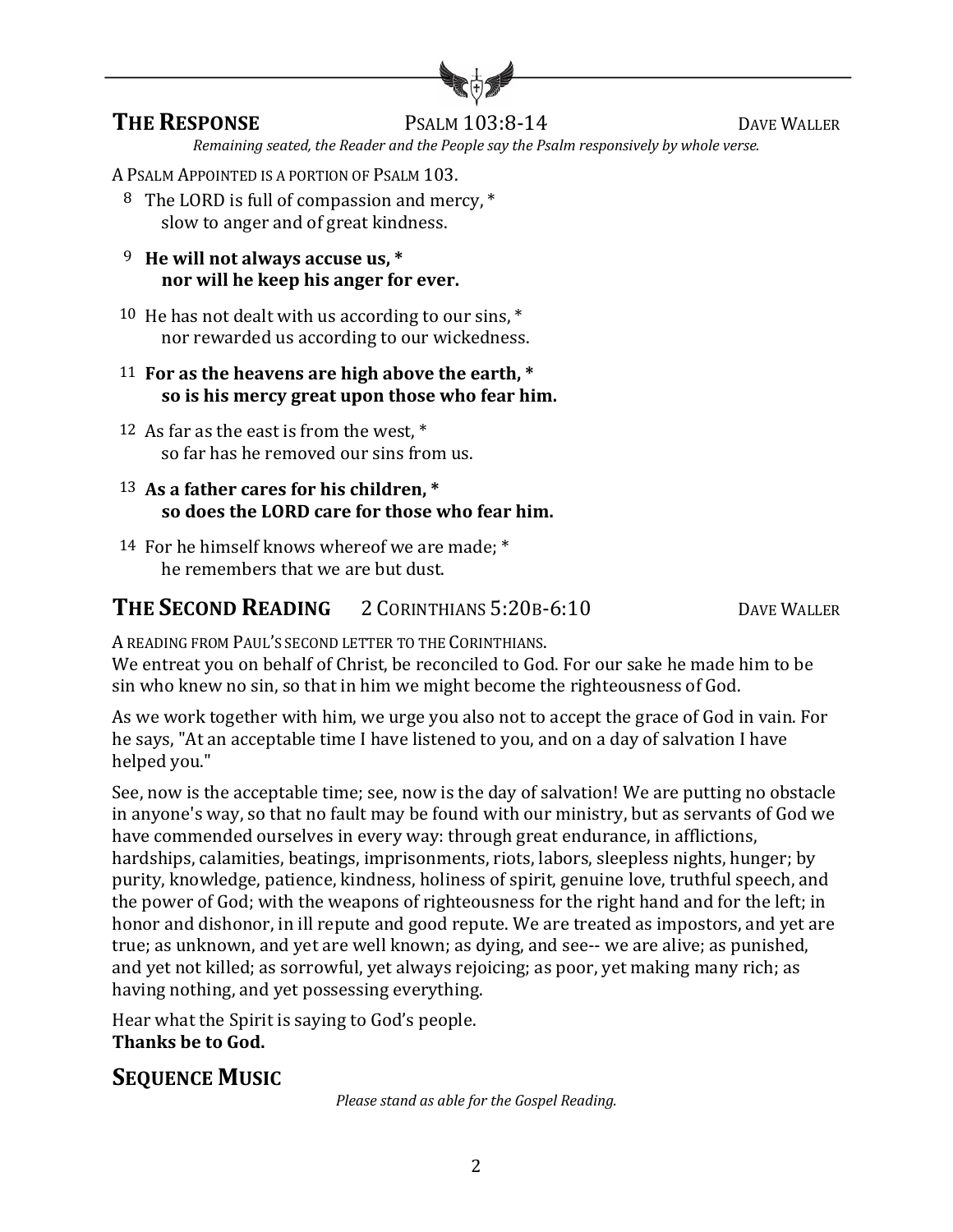## THE RESPONSE PSALM 103:8-14 DAVE WALLER

*Remaining seated, the Reader and the People say the Psalm responsively by whole verse.*

A PSALM APPOINTED IS A PORTION OF PSALM 103.

8 The LORD is full of compassion and mercy, *
slow to anger and of great kindness.

9 **He will not always accuse us, *
nor will he keep his anger for ever.**

10 He has not dealt with us according to our sins, *
nor rewarded us according to our wickedness.

11 **For as the heavens are high above the earth, *
so is his mercy great upon those who fear him.**

12 As far as the east is from the west, *
so far has he removed our sins from us.

13 **As a father cares for his children, *
so does the LORD care for those who fear him.**

14 For he himself knows whereof we are made; *
he remembers that we are but dust.

## THE SECOND READING 2 CORINTHIANS 5:20B-6:10 DAVE WALLER

A READING FROM PAUL'S SECOND LETTER TO THE CORINTHIANS.
We entreat you on behalf of Christ, be reconciled to God. For our sake he made him to be sin who knew no sin, so that in him we might become the righteousness of God.

As we work together with him, we urge you also not to accept the grace of God in vain. For he says, "At an acceptable time I have listened to you, and on a day of salvation I have helped you."

See, now is the acceptable time; see, now is the day of salvation! We are putting no obstacle in anyone's way, so that no fault may be found with our ministry, but as servants of God we have commended ourselves in every way: through great endurance, in afflictions, hardships, calamities, beatings, imprisonments, riots, labors, sleepless nights, hunger; by purity, knowledge, patience, kindness, holiness of spirit, genuine love, truthful speech, and the power of God; with the weapons of righteousness for the right hand and for the left; in honor and dishonor, in ill repute and good repute. We are treated as impostors, and yet are true; as unknown, and yet are well known; as dying, and see-- we are alive; as punished, and yet not killed; as sorrowful, yet always rejoicing; as poor, yet making many rich; as having nothing, and yet possessing everything.

Hear what the Spirit is saying to God's people.
**Thanks be to God.**

## SEQUENCE MUSIC

*Please stand as able for the Gospel Reading.*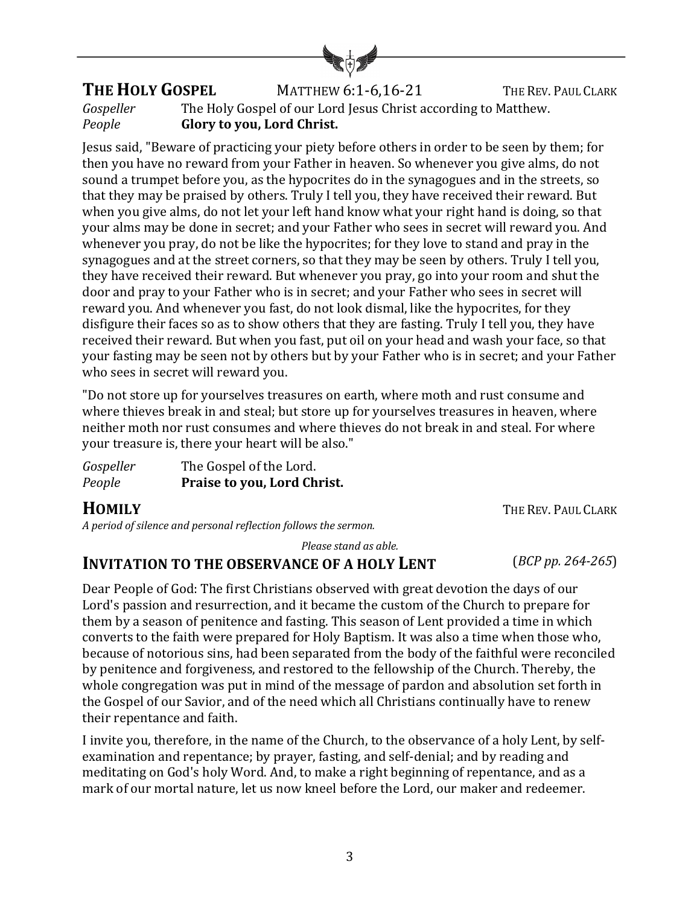## THE HOLY GOSPEL MATTHEW 6:1-6,16-21 THE REV. PAUL CLARK

*Gospeller* The Holy Gospel of our Lord Jesus Christ according to Matthew.
*People* **Glory to you, Lord Christ.**

Jesus said, "Beware of practicing your piety before others in order to be seen by them; for then you have no reward from your Father in heaven. So whenever you give alms, do not sound a trumpet before you, as the hypocrites do in the synagogues and in the streets, so that they may be praised by others. Truly I tell you, they have received their reward. But when you give alms, do not let your left hand know what your right hand is doing, so that your alms may be done in secret; and your Father who sees in secret will reward you. And whenever you pray, do not be like the hypocrites; for they love to stand and pray in the synagogues and at the street corners, so that they may be seen by others. Truly I tell you, they have received their reward. But whenever you pray, go into your room and shut the door and pray to your Father who is in secret; and your Father who sees in secret will reward you. And whenever you fast, do not look dismal, like the hypocrites, for they disfigure their faces so as to show others that they are fasting. Truly I tell you, they have received their reward. But when you fast, put oil on your head and wash your face, so that your fasting may be seen not by others but by your Father who is in secret; and your Father who sees in secret will reward you.

"Do not store up for yourselves treasures on earth, where moth and rust consume and where thieves break in and steal; but store up for yourselves treasures in heaven, where neither moth nor rust consumes and where thieves do not break in and steal. For where your treasure is, there your heart will be also."

*Gospeller* The Gospel of the Lord.
*People* **Praise to you, Lord Christ.**

## HOMILY THE REV. PAUL CLARK

*A period of silence and personal reflection follows the sermon.*

*Please stand as able.*

## INVITATION TO THE OBSERVANCE OF A HOLY LENT (*BCP pp. 264-265*)

Dear People of God: The first Christians observed with great devotion the days of our Lord's passion and resurrection, and it became the custom of the Church to prepare for them by a season of penitence and fasting. This season of Lent provided a time in which converts to the faith were prepared for Holy Baptism. It was also a time when those who, because of notorious sins, had been separated from the body of the faithful were reconciled by penitence and forgiveness, and restored to the fellowship of the Church. Thereby, the whole congregation was put in mind of the message of pardon and absolution set forth in the Gospel of our Savior, and of the need which all Christians continually have to renew their repentance and faith.

I invite you, therefore, in the name of the Church, to the observance of a holy Lent, by self-examination and repentance; by prayer, fasting, and self-denial; and by reading and meditating on God's holy Word. And, to make a right beginning of repentance, and as a mark of our mortal nature, let us now kneel before the Lord, our maker and redeemer.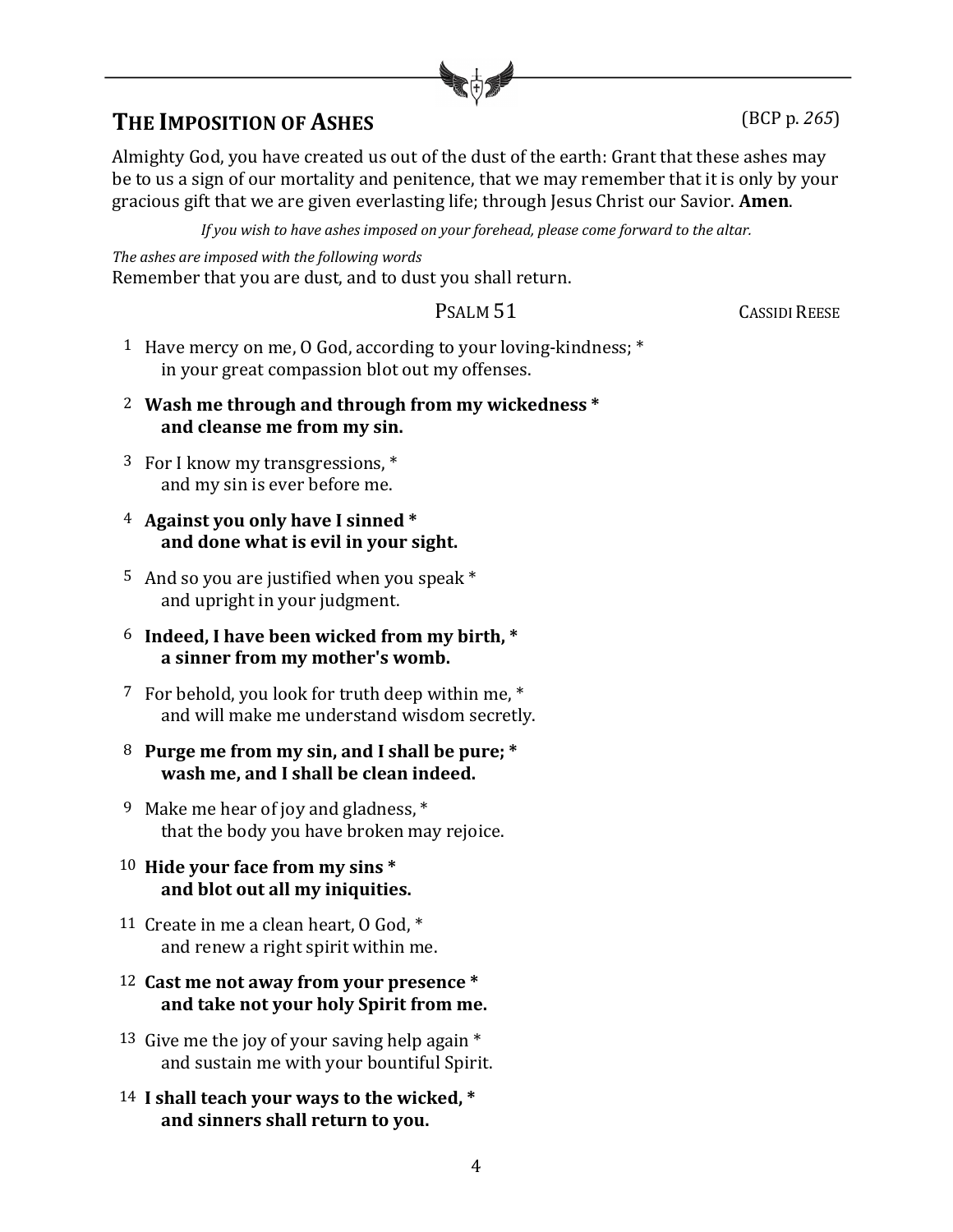## THE IMPOSITION OF ASHES (BCP p. *265*)

Almighty God, you have created us out of the dust of the earth: Grant that these ashes may be to us a sign of our mortality and penitence, that we may remember that it is only by your gracious gift that we are given everlasting life; through Jesus Christ our Savior. **Amen**.

*If you wish to have ashes imposed on your forehead, please come forward to the altar.*

*The ashes are imposed with the following words*
Remember that you are dust, and to dust you shall return.

### PSALM 51 — CASSIDI REESE

1 Have mercy on me, O God, according to your loving-kindness; *
  in your great compassion blot out my offenses.

2 **Wash me through and through from my wickedness *
  and cleanse me from my sin.**

3 For I know my transgressions, *
  and my sin is ever before me.

4 **Against you only have I sinned *
  and done what is evil in your sight.**

5 And so you are justified when you speak *
  and upright in your judgment.

6 **Indeed, I have been wicked from my birth, *
  a sinner from my mother's womb.**

7 For behold, you look for truth deep within me, *
  and will make me understand wisdom secretly.

8 **Purge me from my sin, and I shall be pure; *
  wash me, and I shall be clean indeed.**

9 Make me hear of joy and gladness, *
  that the body you have broken may rejoice.

10 **Hide your face from my sins *
  and blot out all my iniquities.**

11 Create in me a clean heart, O God, *
  and renew a right spirit within me.

12 **Cast me not away from your presence *
  and take not your holy Spirit from me.**

13 Give me the joy of your saving help again *
  and sustain me with your bountiful Spirit.

14 **I shall teach your ways to the wicked, *
  and sinners shall return to you.**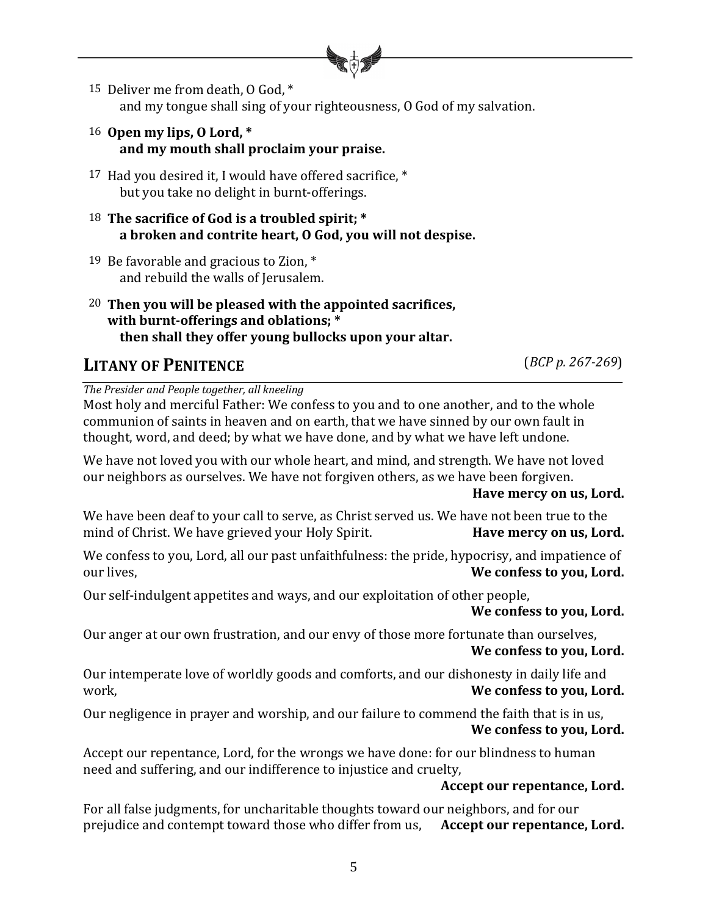15 Deliver me from death, O God, *
    and my tongue shall sing of your righteousness, O God of my salvation.

16 **Open my lips, O Lord, *
    and my mouth shall proclaim your praise.**

17 Had you desired it, I would have offered sacrifice, *
    but you take no delight in burnt-offerings.

18 **The sacrifice of God is a troubled spirit; *
    a broken and contrite heart, O God, you will not despise.**

19 Be favorable and gracious to Zion, *
    and rebuild the walls of Jerusalem.

20 **Then you will be pleased with the appointed sacrifices,
  with burnt-offerings and oblations; *
    then shall they offer young bullocks upon your altar.**

## LITANY OF PENITENCE (*BCP p. 267-269*)

*The Presider and People together, all kneeling*

Most holy and merciful Father: We confess to you and to one another, and to the whole communion of saints in heaven and on earth, that we have sinned by our own fault in thought, word, and deed; by what we have done, and by what we have left undone.

We have not loved you with our whole heart, and mind, and strength. We have not loved our neighbors as ourselves. We have not forgiven others, as we have been forgiven. **Have mercy on us, Lord.**

We have been deaf to your call to serve, as Christ served us. We have not been true to the mind of Christ. We have grieved your Holy Spirit. **Have mercy on us, Lord.**

We confess to you, Lord, all our past unfaithfulness: the pride, hypocrisy, and impatience of our lives, **We confess to you, Lord.**

Our self-indulgent appetites and ways, and our exploitation of other people, **We confess to you, Lord.**

Our anger at our own frustration, and our envy of those more fortunate than ourselves, **We confess to you, Lord.**

Our intemperate love of worldly goods and comforts, and our dishonesty in daily life and work, **We confess to you, Lord.**

Our negligence in prayer and worship, and our failure to commend the faith that is in us, **We confess to you, Lord.**

Accept our repentance, Lord, for the wrongs we have done: for our blindness to human need and suffering, and our indifference to injustice and cruelty, **Accept our repentance, Lord.**

For all false judgments, for uncharitable thoughts toward our neighbors, and for our prejudice and contempt toward those who differ from us, **Accept our repentance, Lord.**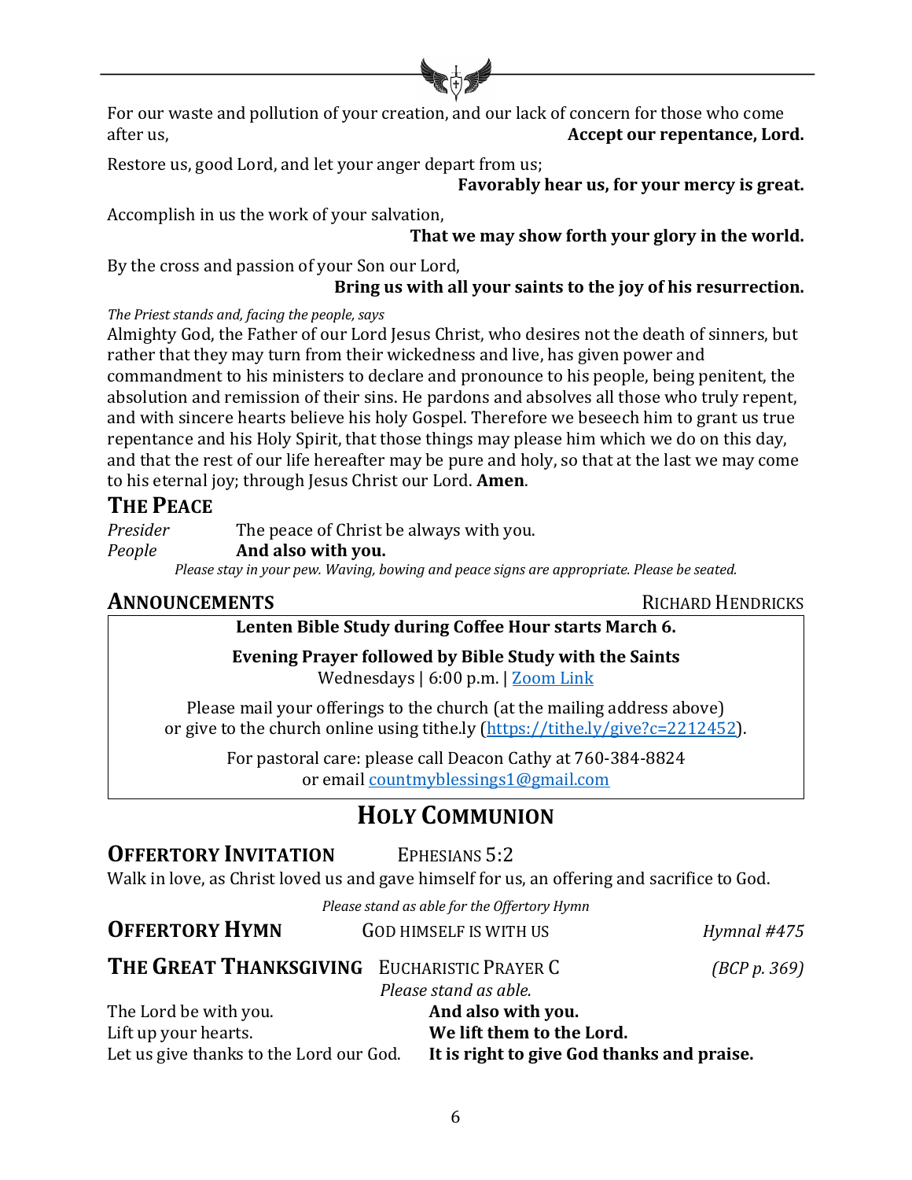For our waste and pollution of your creation, and our lack of concern for those who come after us,
**Accept our repentance, Lord.**

Restore us, good Lord, and let your anger depart from us;
**Favorably hear us, for your mercy is great.**

Accomplish in us the work of your salvation,
**That we may show forth your glory in the world.**

By the cross and passion of your Son our Lord,
**Bring us with all your saints to the joy of his resurrection.**

*The Priest stands and, facing the people, says*
Almighty God, the Father of our Lord Jesus Christ, who desires not the death of sinners, but rather that they may turn from their wickedness and live, has given power and commandment to his ministers to declare and pronounce to his people, being penitent, the absolution and remission of their sins. He pardons and absolves all those who truly repent, and with sincere hearts believe his holy Gospel. Therefore we beseech him to grant us true repentance and his Holy Spirit, that those things may please him which we do on this day, and that the rest of our life hereafter may be pure and holy, so that at the last we may come to his eternal joy; through Jesus Christ our Lord. **Amen**.

## THE PEACE

*Presider* The peace of Christ be always with you.
*People* **And also with you.**

*Please stay in your pew. Waving, bowing and peace signs are appropriate. Please be seated.*

## ANNOUNCEMENTS — RICHARD HENDRICKS

**Lenten Bible Study during Coffee Hour starts March 6.**

**Evening Prayer followed by Bible Study with the Saints**
Wednesdays | 6:00 p.m. | Zoom Link

Please mail your offerings to the church (at the mailing address above) or give to the church online using tithe.ly (https://tithe.ly/give?c=2212452).

For pastoral care: please call Deacon Cathy at 760-384-8824 or email countmyblessings1@gmail.com

# HOLY COMMUNION

## OFFERTORY INVITATION — EPHESIANS 5:2

Walk in love, as Christ loved us and gave himself for us, an offering and sacrifice to God.

*Please stand as able for the Offertory Hymn*

## OFFERTORY HYMN — GOD HIMSELF IS WITH US — *Hymnal #475*

## THE GREAT THANKSGIVING — EUCHARISTIC PRAYER C — *(BCP p. 369)*

*Please stand as able.*

The Lord be with you. **And also with you.**
Lift up your hearts. **We lift them to the Lord.**
Let us give thanks to the Lord our God. **It is right to give God thanks and praise.**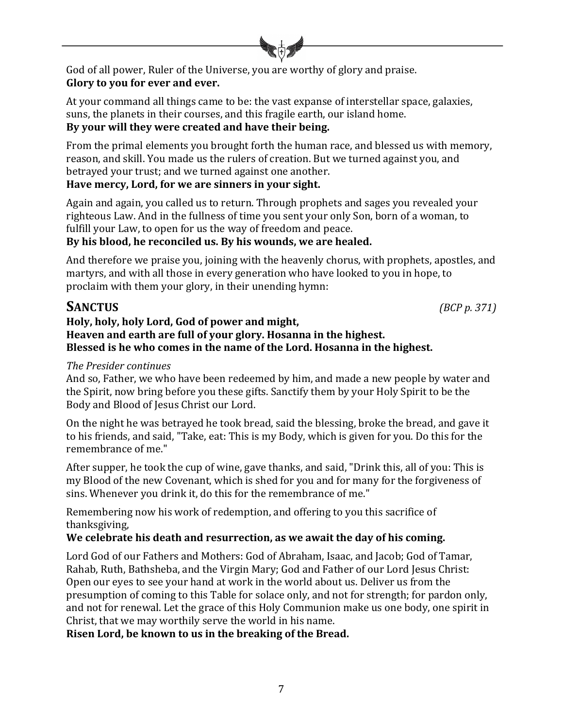God of all power, Ruler of the Universe, you are worthy of glory and praise.
**Glory to you for ever and ever.**

At your command all things came to be: the vast expanse of interstellar space, galaxies, suns, the planets in their courses, and this fragile earth, our island home.
**By your will they were created and have their being.**

From the primal elements you brought forth the human race, and blessed us with memory, reason, and skill. You made us the rulers of creation. But we turned against you, and betrayed your trust; and we turned against one another.
**Have mercy, Lord, for we are sinners in your sight.**

Again and again, you called us to return. Through prophets and sages you revealed your righteous Law. And in the fullness of time you sent your only Son, born of a woman, to fulfill your Law, to open for us the way of freedom and peace.
**By his blood, he reconciled us. By his wounds, we are healed.**

And therefore we praise you, joining with the heavenly chorus, with prophets, apostles, and martyrs, and with all those in every generation who have looked to you in hope, to proclaim with them your glory, in their unending hymn:

## SANCTUS *(BCP p. 371)*

**Holy, holy, holy Lord, God of power and might,**
**Heaven and earth are full of your glory. Hosanna in the highest.**
**Blessed is he who comes in the name of the Lord. Hosanna in the highest.**

*The Presider continues*
And so, Father, we who have been redeemed by him, and made a new people by water and the Spirit, now bring before you these gifts. Sanctify them by your Holy Spirit to be the Body and Blood of Jesus Christ our Lord.

On the night he was betrayed he took bread, said the blessing, broke the bread, and gave it to his friends, and said, "Take, eat: This is my Body, which is given for you. Do this for the remembrance of me."

After supper, he took the cup of wine, gave thanks, and said, "Drink this, all of you: This is my Blood of the new Covenant, which is shed for you and for many for the forgiveness of sins. Whenever you drink it, do this for the remembrance of me."

Remembering now his work of redemption, and offering to you this sacrifice of thanksgiving,
**We celebrate his death and resurrection, as we await the day of his coming.**

Lord God of our Fathers and Mothers: God of Abraham, Isaac, and Jacob; God of Tamar, Rahab, Ruth, Bathsheba, and the Virgin Mary; God and Father of our Lord Jesus Christ: Open our eyes to see your hand at work in the world about us. Deliver us from the presumption of coming to this Table for solace only, and not for strength; for pardon only, and not for renewal. Let the grace of this Holy Communion make us one body, one spirit in Christ, that we may worthily serve the world in his name.
**Risen Lord, be known to us in the breaking of the Bread.**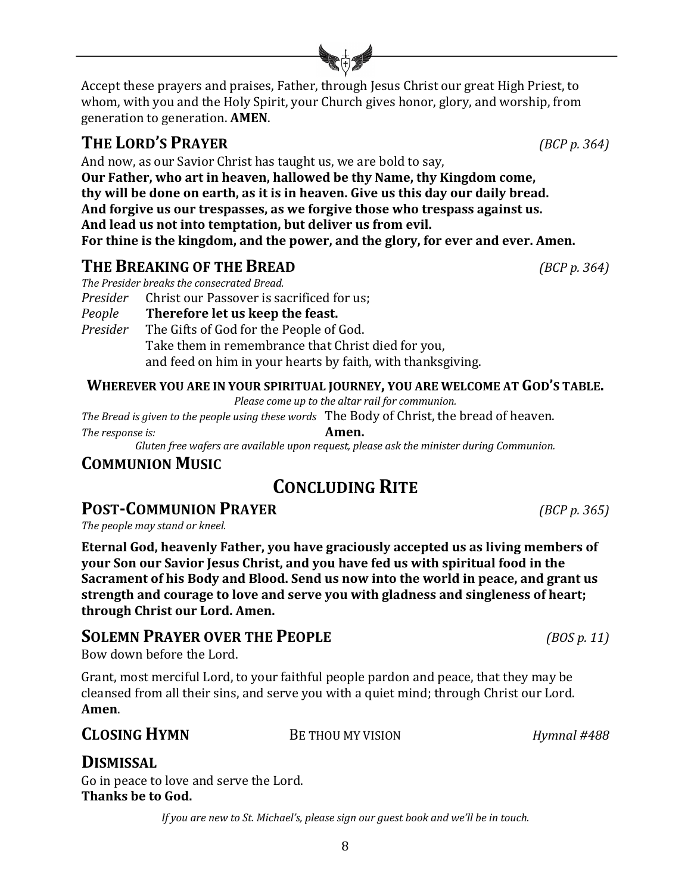Accept these prayers and praises, Father, through Jesus Christ our great High Priest, to whom, with you and the Holy Spirit, your Church gives honor, glory, and worship, from generation to generation. **AMEN**.

## THE LORD'S PRAYER *(BCP p. 364)*

And now, as our Savior Christ has taught us, we are bold to say,
**Our Father, who art in heaven, hallowed be thy Name, thy Kingdom come, thy will be done on earth, as it is in heaven. Give us this day our daily bread. And forgive us our trespasses, as we forgive those who trespass against us. And lead us not into temptation, but deliver us from evil. For thine is the kingdom, and the power, and the glory, for ever and ever. Amen.**

## THE BREAKING OF THE BREAD *(BCP p. 364)*

*The Presider breaks the consecrated Bread.*

*Presider* Christ our Passover is sacrificed for us;
*People* **Therefore let us keep the feast.**
*Presider* The Gifts of God for the People of God.
Take them in remembrance that Christ died for you,
and feed on him in your hearts by faith, with thanksgiving.

**WHEREVER YOU ARE IN YOUR SPIRITUAL JOURNEY, YOU ARE WELCOME AT GOD'S TABLE.**

*Please come up to the altar rail for communion.*

*The Bread is given to the people using these words* The Body of Christ, the bread of heaven.
*The response is:* **Amen.**

*Gluten free wafers are available upon request, please ask the minister during Communion.*

## COMMUNION MUSIC

# CONCLUDING RITE

## POST-COMMUNION PRAYER *(BCP p. 365)*

*The people may stand or kneel.*

**Eternal God, heavenly Father, you have graciously accepted us as living members of your Son our Savior Jesus Christ, and you have fed us with spiritual food in the Sacrament of his Body and Blood. Send us now into the world in peace, and grant us strength and courage to love and serve you with gladness and singleness of heart; through Christ our Lord. Amen.**

## SOLEMN PRAYER OVER THE PEOPLE *(BOS p. 11)*

Bow down before the Lord.

Grant, most merciful Lord, to your faithful people pardon and peace, that they may be cleansed from all their sins, and serve you with a quiet mind; through Christ our Lord. **Amen**.

## CLOSING HYMN BE THOU MY VISION *Hymnal #488*

## DISMISSAL

Go in peace to love and serve the Lord.
**Thanks be to God.**

*If you are new to St. Michael's, please sign our guest book and we'll be in touch.*